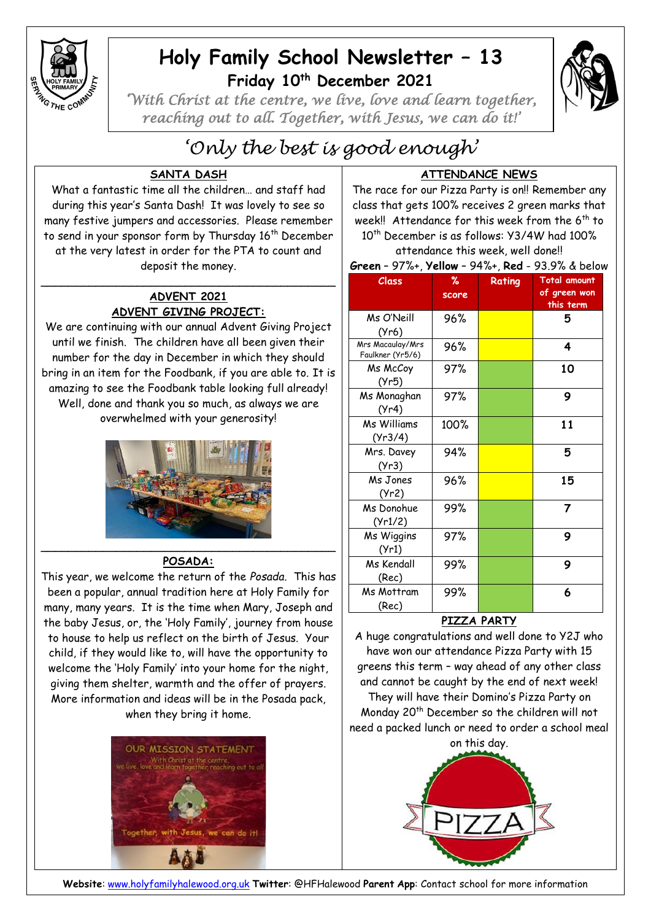# Holy Family School Newsletter – 13

## Friday 10th December 2021

*'With Christ at the centre, we live, love and learn together, reaching out to all. Together, with Jesus, we can do it!'*

*'Only the best is good enough'*

### SANTA DASH

What a fantastic time all the children… and staff had during this year's Santa Dash! It was lovely to see so many festive jumpers and accessories. Please remember to send in your sponsor form by Thursday 16th December at the very latest in order for the PTA to count and deposit the money.

### ADVENT 2021

### ADVENT GIVING PROJECT:

We are continuing with our annual Advent Giving Project until we finish. The children have all been given their number for the day in December in which they should bring in an item for the Foodbank, if you are able to. It is amazing to see the Foodbank table looking full already! Well, done and thank you so much, as always we are overwhelmed with your generosity!

### POSADA:

This year, we welcome the return of the *Posada*. This has been a popular, annual tradition here at Holy Family for many, many years. It is the time when Mary, Joseph and the baby Jesus, or, the 'Holy Family', journey from house to house to help us reflect on the birth of Jesus. Your child, if they would like to, will have the opportunity to welcome the 'Holy Family' into your home for the night, giving them shelter, warmth and the offer of prayers. More information and ideas will be in the Posada pack, when they bring it home.

### ATTENDANCE NEWS

The race for our Pizza Party is on!! Remember any class that gets 100% receives 2 green marks that week!! Attendance for this week from the 6th to 10th December is as follows: Y3/4W had 100% attendance this week, well done!!

**Green** – 97%+, **Yellow** – 94%+, **Red** - 93.9% & below

| Class | % score | Rating | Total amount of green won this term |
|---|---|---|---|
| Ms O'Neill (Yr6) | 96% | Yellow | 5 |
| Mrs Macaulay/Mrs Faulkner (Yr5/6) | 96% | Yellow | 4 |
| Ms McCoy (Yr5) | 97% | Green | 10 |
| Ms Monaghan (Yr4) | 97% | Green | 9 |
| Ms Williams (Yr3/4) | 100% | Green | 11 |
| Mrs. Davey (Yr3) | 94% | Yellow | 5 |
| Ms Jones (Yr2) | 96% | Yellow | 15 |
| Ms Donohue (Yr1/2) | 99% | Green | 7 |
| Ms Wiggins (Yr1) | 97% | Green | 9 |
| Ms Kendall (Rec) | 99% | Green | 9 |
| Ms Mottram (Rec) | 99% | Green | 6 |

### PIZZA PARTY

A huge congratulations and well done to Y2J who have won our attendance Pizza Party with 15 greens this term – way ahead of any other class and cannot be caught by the end of next week! They will have their Domino's Pizza Party on Monday 20th December so the children will not need a packed lunch or need to order a school meal on this day.

**Website**: www.holyfamilyhalewood.org.uk **Twitter**: @HFHalewood **Parent App**: Contact school for more information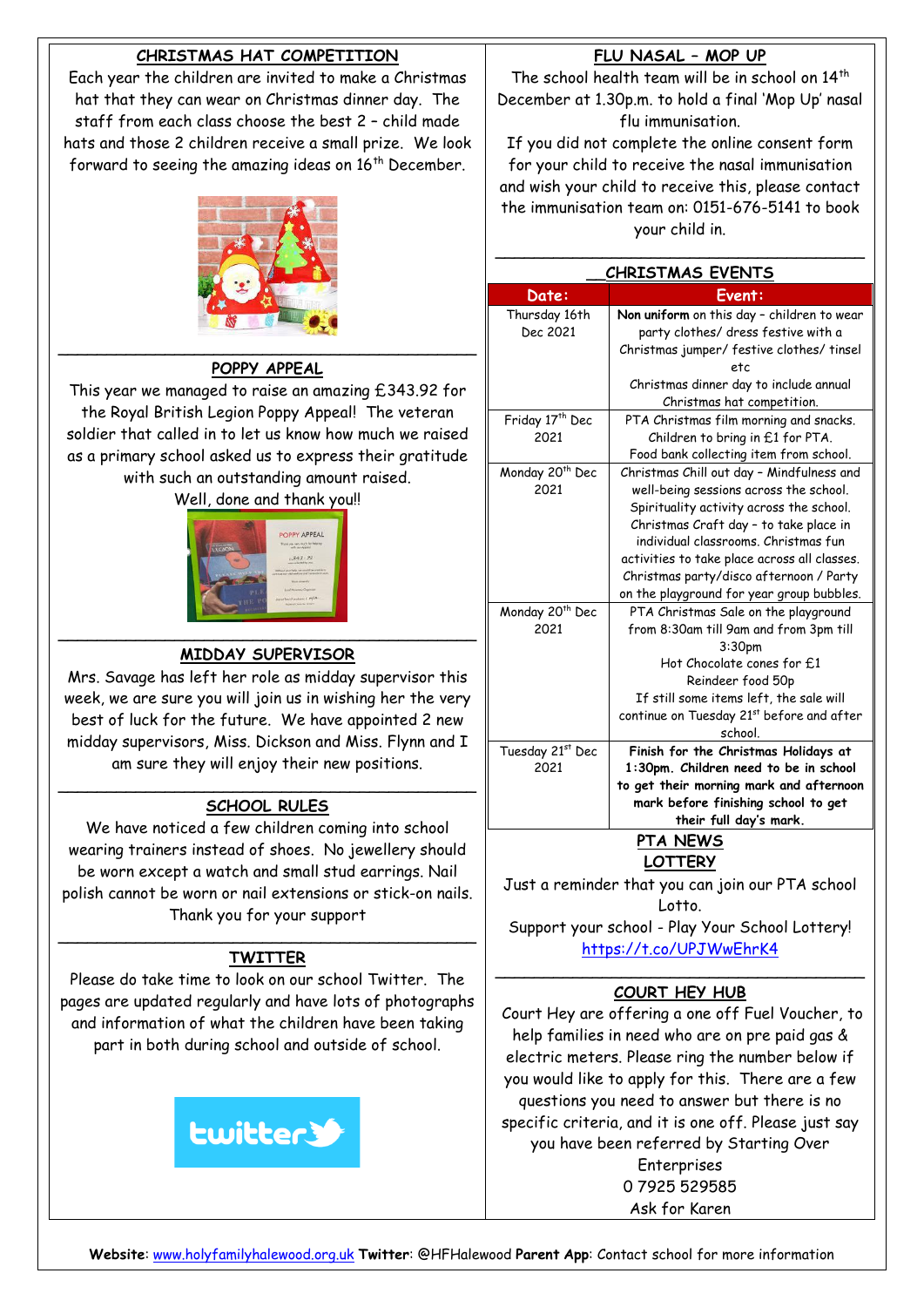## CHRISTMAS HAT COMPETITION

Each year the children are invited to make a Christmas hat that they can wear on Christmas dinner day. The staff from each class choose the best 2 – child made hats and those 2 children receive a small prize. We look forward to seeing the amazing ideas on 16th December.

## POPPY APPEAL

This year we managed to raise an amazing £343.92 for the Royal British Legion Poppy Appeal! The veteran soldier that called in to let us know how much we raised as a primary school asked us to express their gratitude with such an outstanding amount raised.

Well, done and thank you!!

## MIDDAY SUPERVISOR

Mrs. Savage has left her role as midday supervisor this week, we are sure you will join us in wishing her the very best of luck for the future. We have appointed 2 new midday supervisors, Miss. Dickson and Miss. Flynn and I am sure they will enjoy their new positions.

## SCHOOL RULES

We have noticed a few children coming into school wearing trainers instead of shoes. No jewellery should be worn except a watch and small stud earrings. Nail polish cannot be worn or nail extensions or stick-on nails. Thank you for your support

## TWITTER

Please do take time to look on our school Twitter. The pages are updated regularly and have lots of photographs and information of what the children have been taking part in both during school and outside of school.

## FLU NASAL – MOP UP

The school health team will be in school on 14th December at 1.30p.m. to hold a final 'Mop Up' nasal flu immunisation.

If you did not complete the online consent form for your child to receive the nasal immunisation and wish your child to receive this, please contact the immunisation team on: 0151-676-5141 to book your child in.

## CHRISTMAS EVENTS

| Date: | Event: |
|---|---|
| Thursday 16th Dec 2021 | **Non uniform** on this day – children to wear party clothes/ dress festive with a Christmas jumper/ festive clothes/ tinsel etc<br>Christmas dinner day to include annual Christmas hat competition. |
| Friday 17th Dec 2021 | PTA Christmas film morning and snacks. Children to bring in £1 for PTA.<br>Food bank collecting item from school. |
| Monday 20th Dec 2021 | Christmas Chill out day – Mindfulness and well-being sessions across the school.<br>Spirituality activity across the school.<br>Christmas Craft day – to take place in individual classrooms. Christmas fun activities to take place across all classes.<br>Christmas party/disco afternoon / Party on the playground for year group bubbles. |
| Monday 20th Dec 2021 | PTA Christmas Sale on the playground from 8:30am till 9am and from 3pm till 3:30pm<br>Hot Chocolate cones for £1<br>Reindeer food 50p<br>If still some items left, the sale will continue on Tuesday 21st before and after school. |
| Tuesday 21st Dec 2021 | **Finish for the Christmas Holidays at 1:30pm. Children need to be in school to get their morning mark and afternoon mark before finishing school to get their full day's mark.** |

## PTA NEWS

## LOTTERY

Just a reminder that you can join our PTA school Lotto.

Support your school - Play Your School Lottery!

https://t.co/UPJWwEhrK4

## COURT HEY HUB

Court Hey are offering a one off Fuel Voucher, to help families in need who are on pre paid gas & electric meters. Please ring the number below if you would like to apply for this. There are a few questions you need to answer but there is no specific criteria, and it is one off. Please just say you have been referred by Starting Over Enterprises

0 7925 529585

Ask for Karen

**Website**: www.holyfamilyhalewood.org.uk **Twitter**: @HFHalewood **Parent App**: Contact school for more information